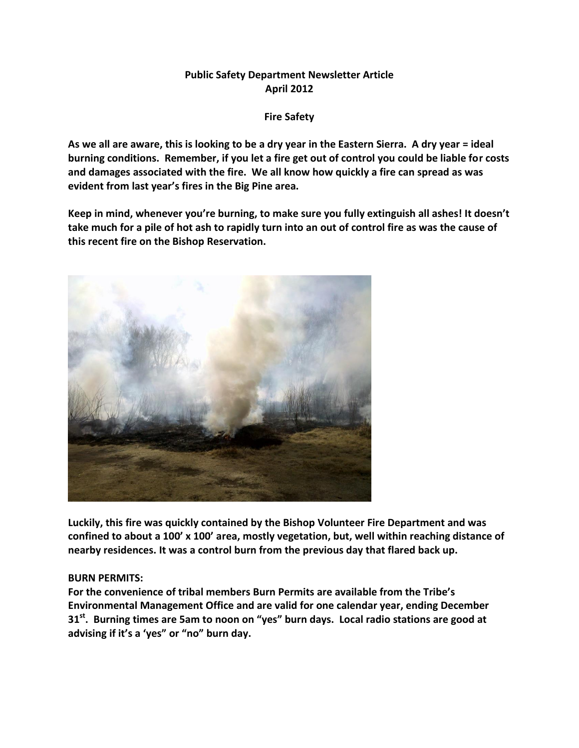**Public Safety Department Newsletter Article**
**April 2012**

**Fire Safety**

**As we all are aware, this is looking to be a dry year in the Eastern Sierra. A dry year = ideal burning conditions. Remember, if you let a fire get out of control you could be liable for costs and damages associated with the fire. We all know how quickly a fire can spread as was evident from last year's fires in the Big Pine area.**

**Keep in mind, whenever you're burning, to make sure you fully extinguish all ashes! It doesn't take much for a pile of hot ash to rapidly turn into an out of control fire as was the cause of this recent fire on the Bishop Reservation.**

**Luckily, this fire was quickly contained by the Bishop Volunteer Fire Department and was confined to about a 100' x 100' area, mostly vegetation, but, well within reaching distance of nearby residences. It was a control burn from the previous day that flared back up.**

**BURN PERMITS:**
**For the convenience of tribal members Burn Permits are available from the Tribe's Environmental Management Office and are valid for one calendar year, ending December 31st. Burning times are 5am to noon on "yes" burn days. Local radio stations are good at advising if it's a 'yes" or "no" burn day.**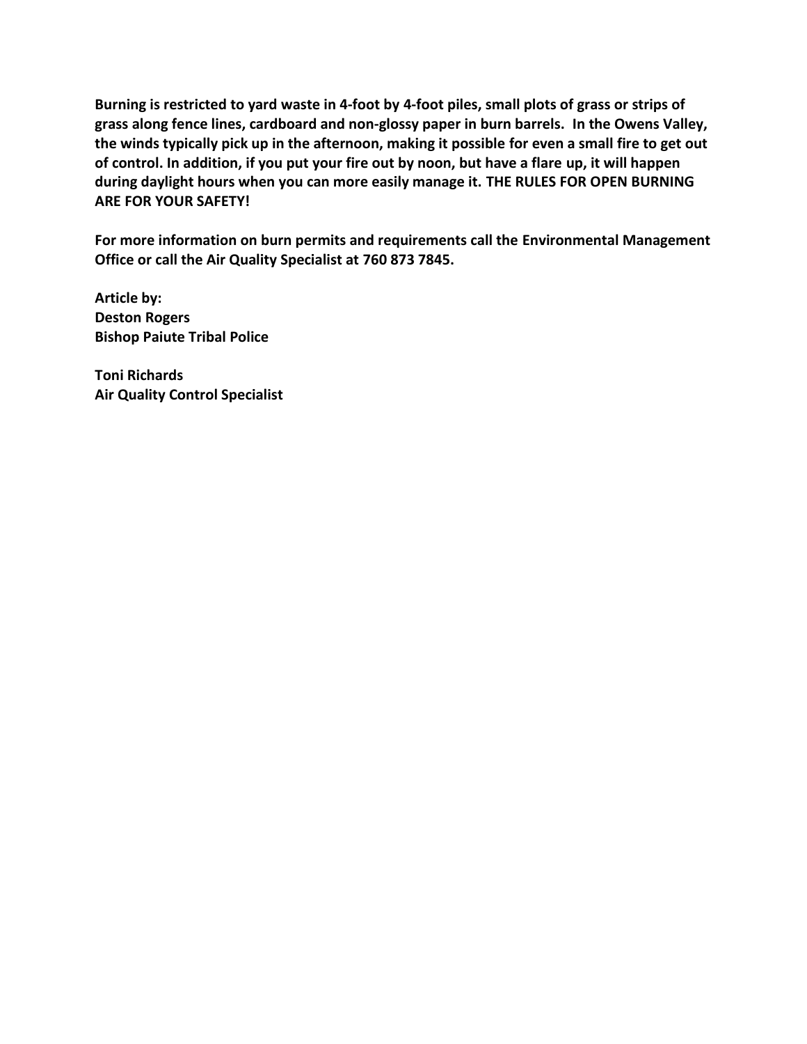**Burning is restricted to yard waste in 4-foot by 4-foot piles, small plots of grass or strips of grass along fence lines, cardboard and non-glossy paper in burn barrels. In the Owens Valley, the winds typically pick up in the afternoon, making it possible for even a small fire to get out of control. In addition, if you put your fire out by noon, but have a flare up, it will happen during daylight hours when you can more easily manage it. THE RULES FOR OPEN BURNING ARE FOR YOUR SAFETY!**

**For more information on burn permits and requirements call the Environmental Management Office or call the Air Quality Specialist at 760 873 7845.**

**Article by:**
**Deston Rogers**
**Bishop Paiute Tribal Police**

**Toni Richards**
**Air Quality Control Specialist**